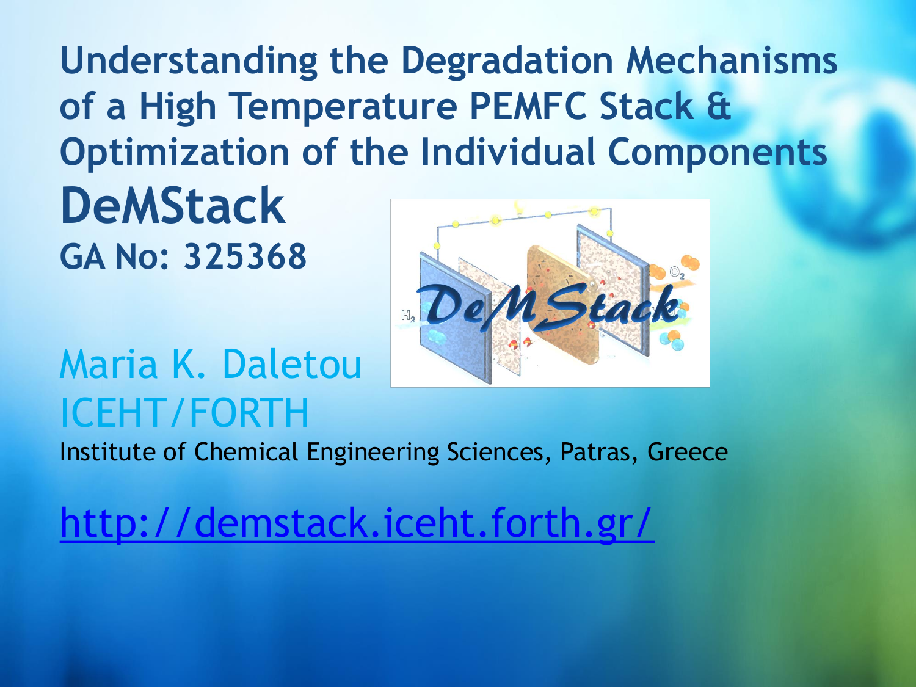# Understanding the Degradation Mechanisms of a High Temperature PEMFC Stack & Optimization of the Individual Components

## DeMStack

**GA No: 325368**

Maria K. Daletou

ICEHT/FORTH

Institute of Chemical Engineering Sciences, Patras, Greece

http://demstack.iceht.forth.gr/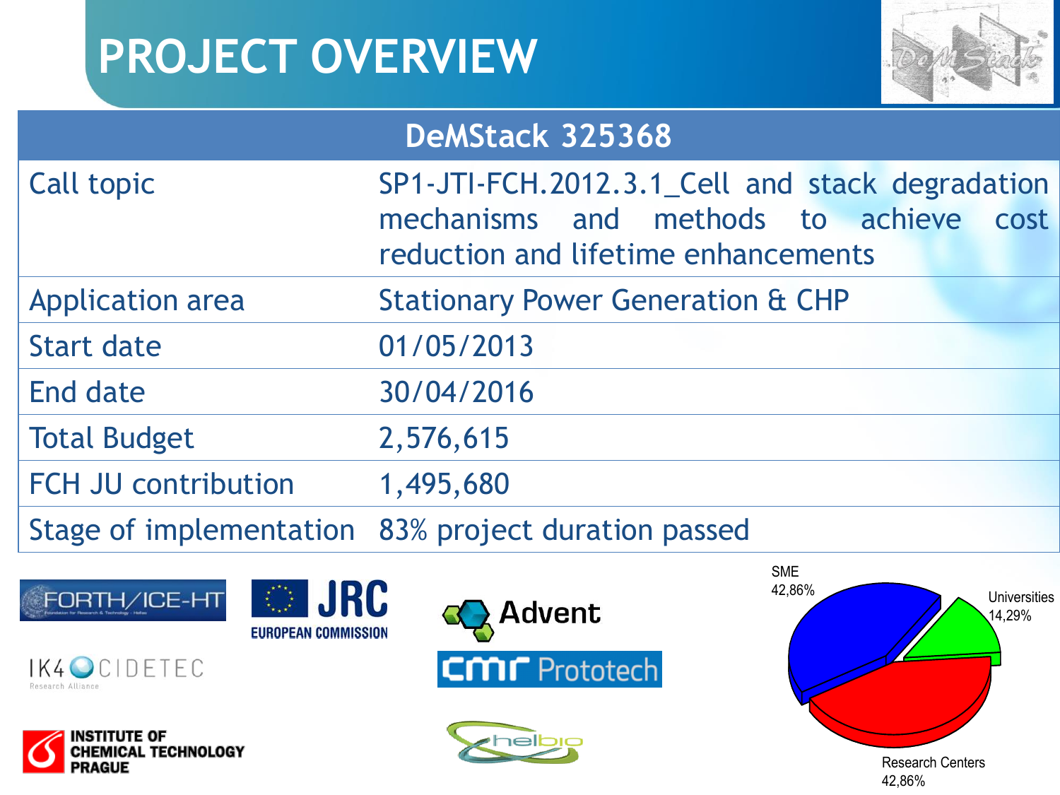# PROJECT OVERVIEW

| DeMStack 325368 | |
|---|---|
| Call topic | SP1-JTI-FCH.2012.3.1_Cell and stack degradation mechanisms and methods to achieve cost reduction and lifetime enhancements |
| Application area | Stationary Power Generation & CHP |
| Start date | 01/05/2013 |
| End date | 30/04/2016 |
| Total Budget | 2,576,615 |
| FCH JU contribution | 1,495,680 |
| Stage of implementation | 83% project duration passed |

FORTH/ICE-HT

JRC EUROPEAN COMMISSION

IK4 CIDETEC Research Alliance

INSTITUTE OF CHEMICAL TECHNOLOGY PRAGUE

Advent

cmr Prototech

helbio

SME 42,86%

Universities 14,29%

Research Centers 42,86%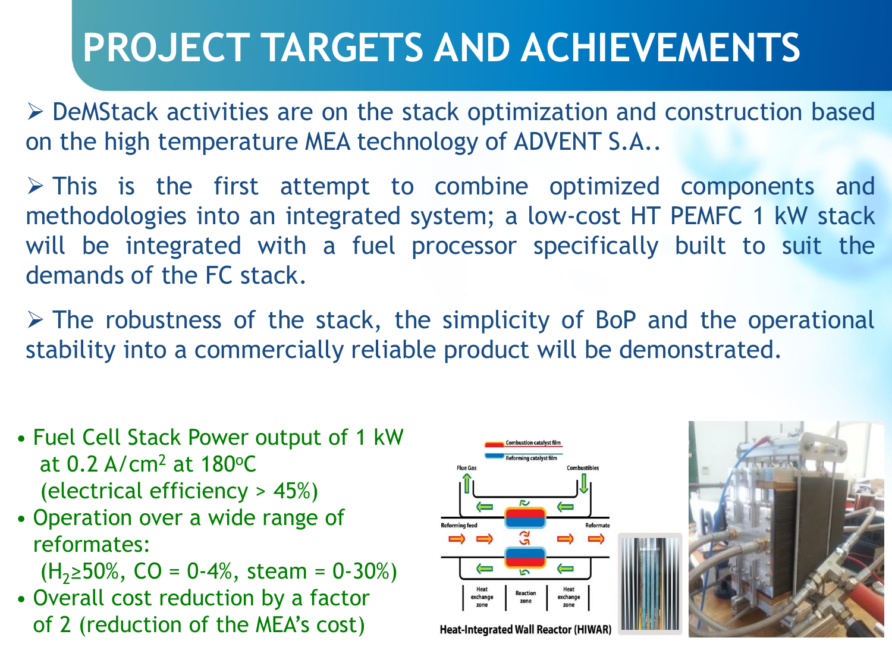# PROJECT TARGETS AND ACHIEVEMENTS

- DeMStack activities are on the stack optimization and construction based on the high temperature MEA technology of ADVENT S.A..
- This is the first attempt to combine optimized components and methodologies into an integrated system; a low-cost HT PEMFC 1 kW stack will be integrated with a fuel processor specifically built to suit the demands of the FC stack.
- The robustness of the stack, the simplicity of BoP and the operational stability into a commercially reliable product will be demonstrated.

- Fuel Cell Stack Power output of 1 kW at 0.2 A/cm$^2$ at 180$^o$C (electrical efficiency > 45%)
- Operation over a wide range of reformates: ($H_2$≥50%, CO = 0-4%, steam = 0-30%)
- Overall cost reduction by a factor of 2 (reduction of the MEA's cost)

Heat-Integrated Wall Reactor (HIWAR)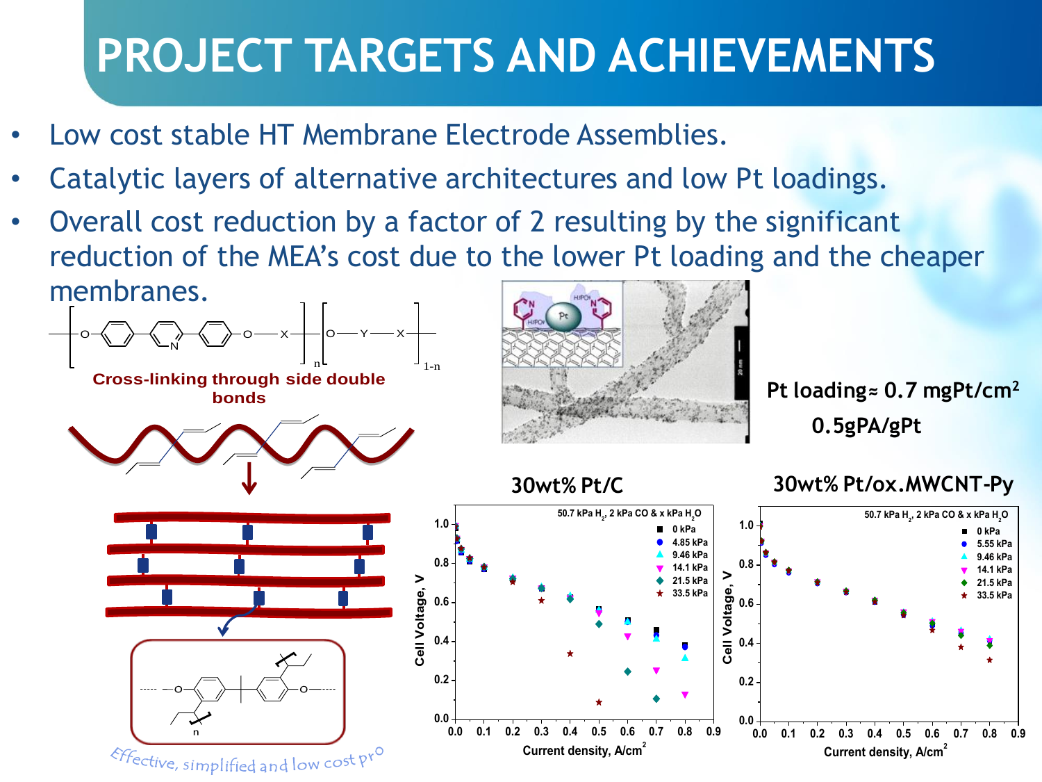# PROJECT TARGETS AND ACHIEVEMENTS

- Low cost stable HT Membrane Electrode Assemblies.
- Catalytic layers of alternative architectures and low Pt loadings.
- Overall cost reduction by a factor of 2 resulting by the significant reduction of the MEA's cost due to the lower Pt loading and the cheaper membranes.

**Cross-linking through side double bonds**

*Effective, simplified and low cost pro*

**Pt loading ≈ 0.7 mgPt/cm$^2$**

**0.5gPA/gPt**

**30wt% Pt/C**

**30wt% Pt/ox.MWCNT-Py**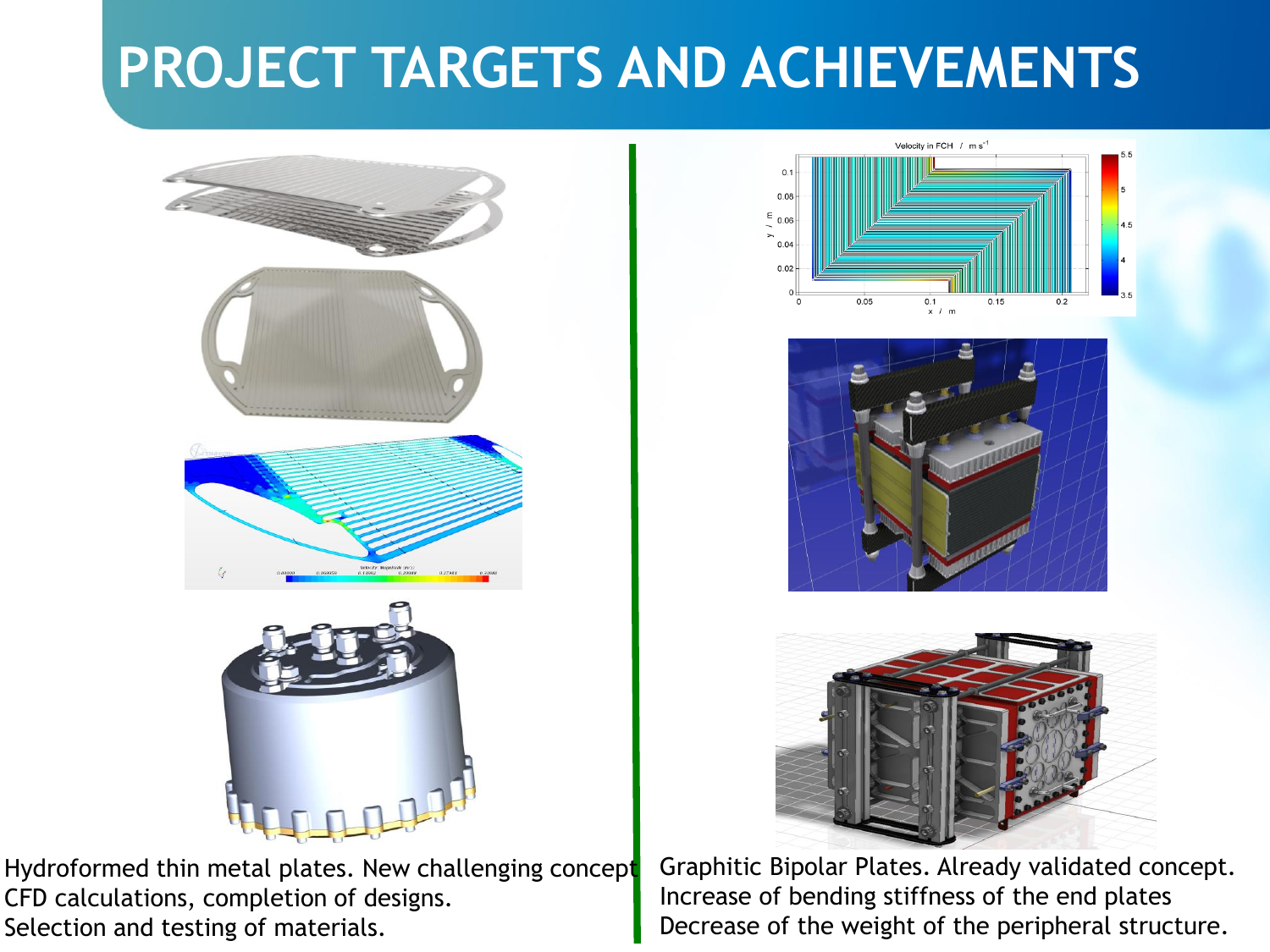# PROJECT TARGETS AND ACHIEVEMENTS

Hydroformed thin metal plates. New challenging concept
CFD calculations, completion of designs.
Selection and testing of materials.

Graphitic Bipolar Plates. Already validated concept.
Increase of bending stiffness of the end plates
Decrease of the weight of the peripheral structure.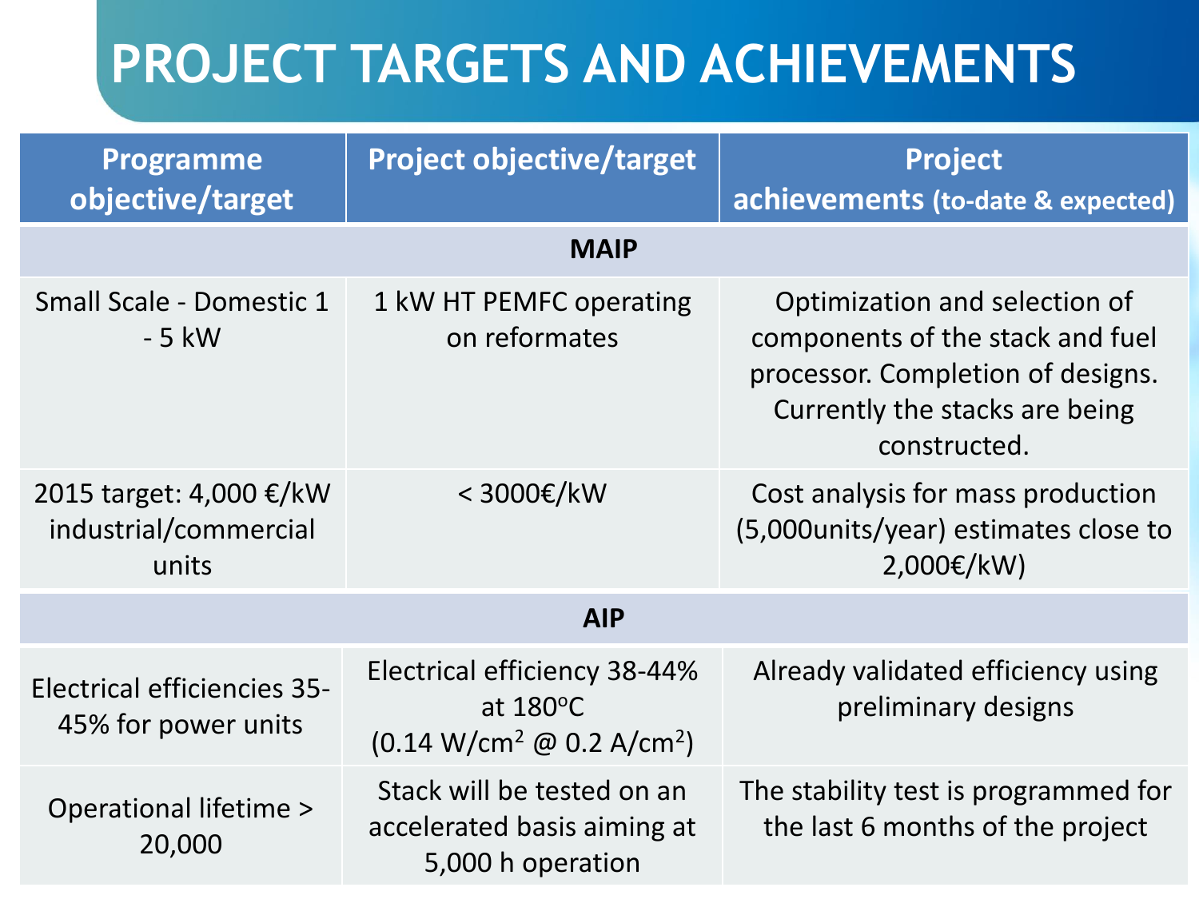# PROJECT TARGETS AND ACHIEVEMENTS

| Programme objective/target | Project objective/target | Project achievements (to-date & expected) |
| --- | --- | --- |
| **MAIP** | | |
| Small Scale - Domestic 1 - 5 kW | 1 kW HT PEMFC operating on reformates | Optimization and selection of components of the stack and fuel processor. Completion of designs. Currently the stacks are being constructed. |
| 2015 target: 4,000 €/kW industrial/commercial units | < 3000€/kW | Cost analysis for mass production (5,000units/year) estimates close to 2,000€/kW) |
| **AIP** | | |
| Electrical efficiencies 35-45% for power units | Electrical efficiency 38-44% at 180°C (0.14 W/cm$^2$ @ 0.2 A/cm$^2$) | Already validated efficiency using preliminary designs |
| Operational lifetime > 20,000 | Stack will be tested on an accelerated basis aiming at 5,000 h operation | The stability test is programmed for the last 6 months of the project |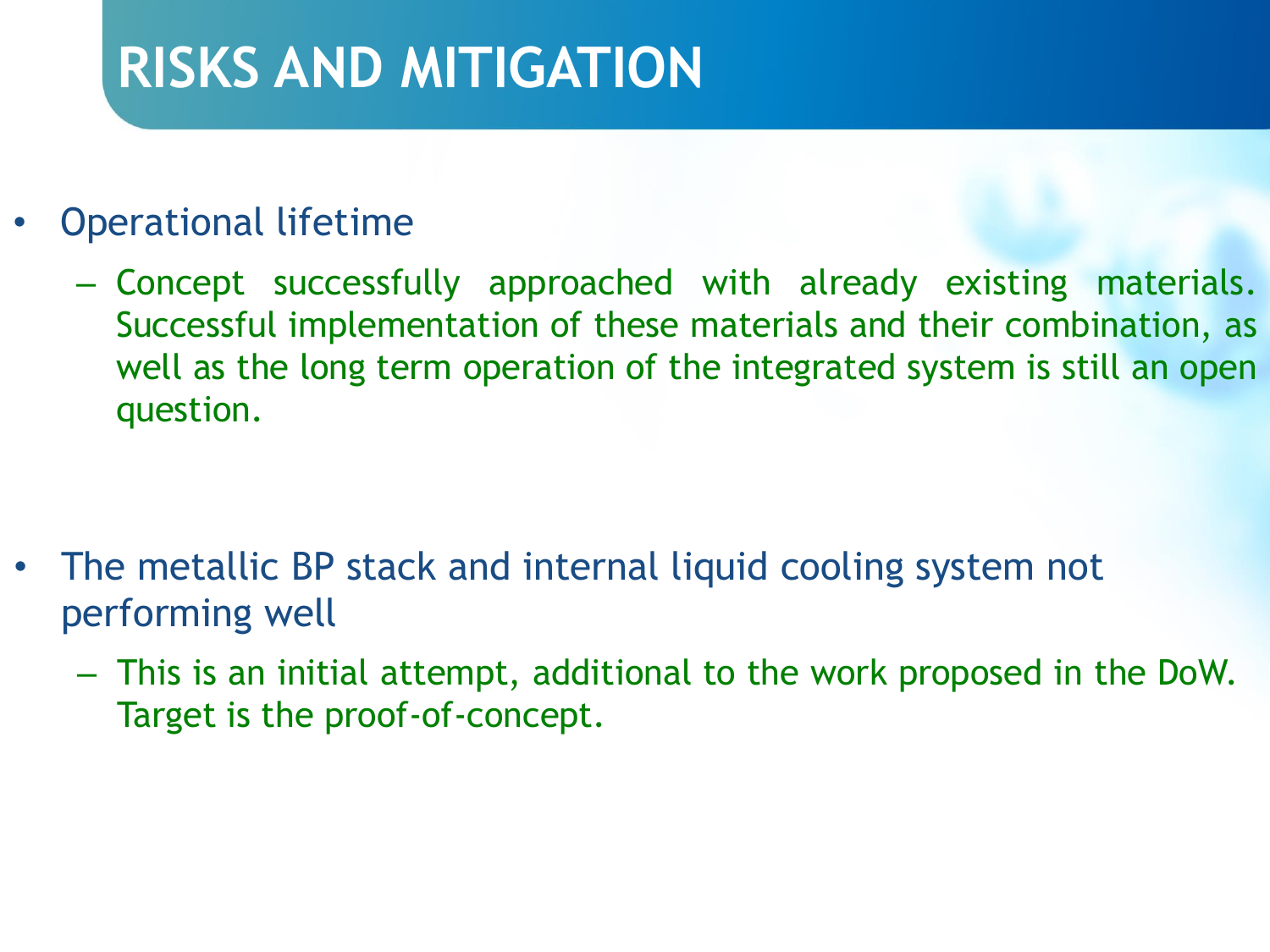# RISKS AND MITIGATION

- Operational lifetime
  - Concept successfully approached with already existing materials. Successful implementation of these materials and their combination, as well as the long term operation of the integrated system is still an open question.

- The metallic BP stack and internal liquid cooling system not performing well
  - This is an initial attempt, additional to the work proposed in the DoW. Target is the proof-of-concept.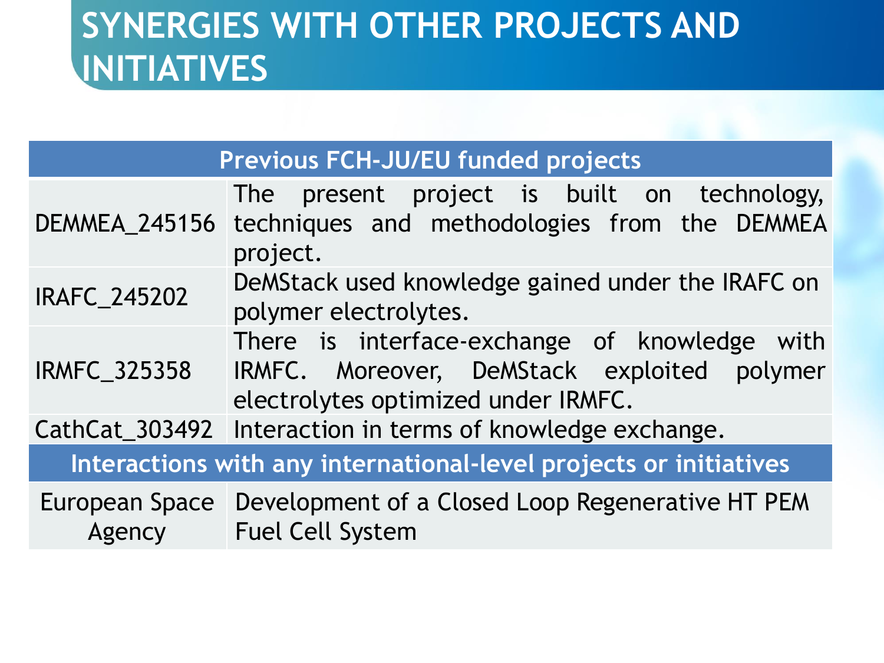# SYNERGIES WITH OTHER PROJECTS AND INITIATIVES

| Previous FCH-JU/EU funded projects | |
|---|---|
| DEMMEA_245156 | The present project is built on technology, techniques and methodologies from the DEMMEA project. |
| IRAFC_245202 | DeMStack used knowledge gained under the IRAFC on polymer electrolytes. |
| IRMFC_325358 | There is interface-exchange of knowledge with IRMFC. Moreover, DeMStack exploited polymer electrolytes optimized under IRMFC. |
| CathCat_303492 | Interaction in terms of knowledge exchange. |
| **Interactions with any international-level projects or initiatives** | |
| European Space Agency | Development of a Closed Loop Regenerative HT PEM Fuel Cell System |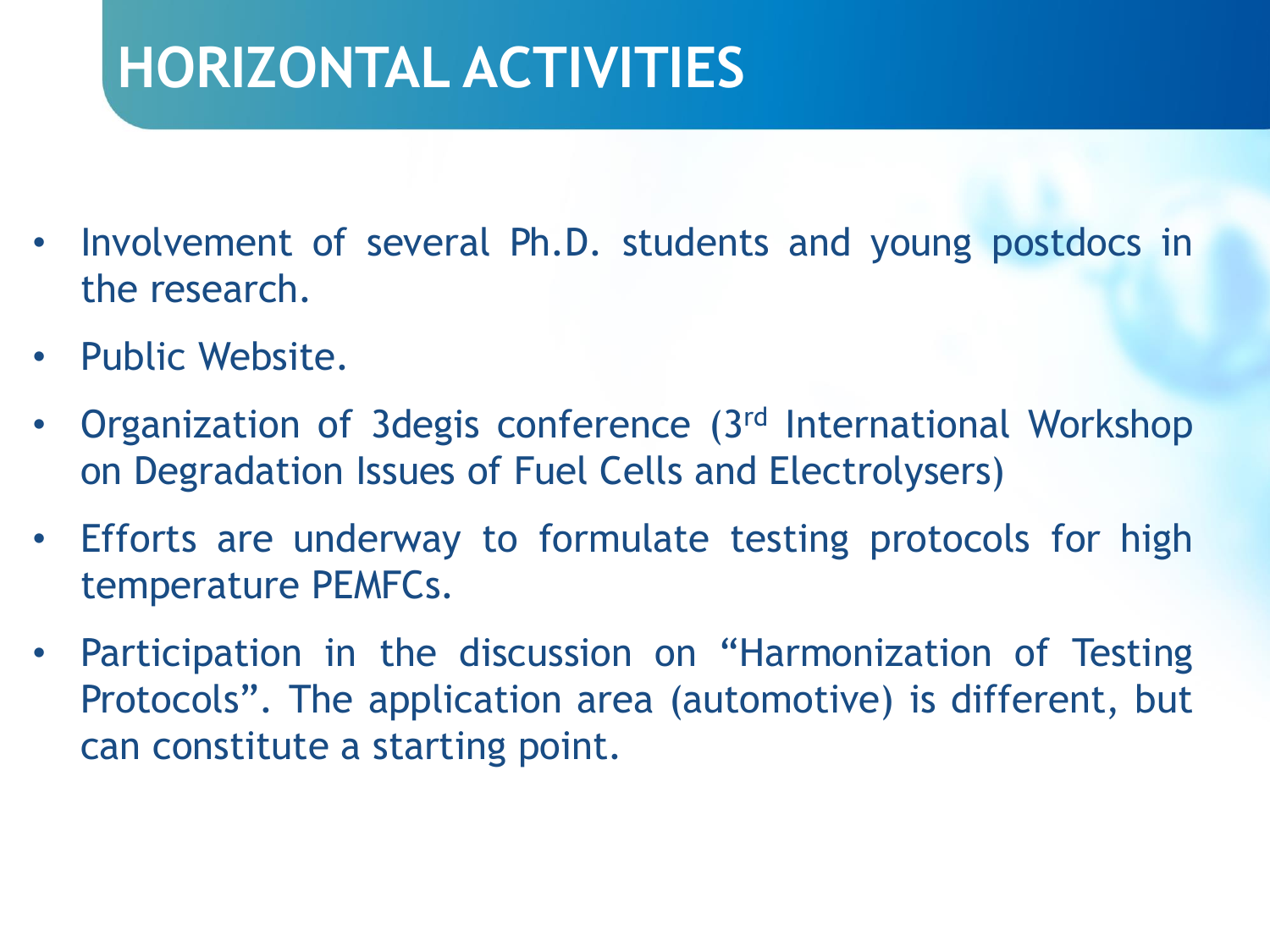# HORIZONTAL ACTIVITIES

- Involvement of several Ph.D. students and young postdocs in the research.
- Public Website.
- Organization of 3degis conference (3rd International Workshop on Degradation Issues of Fuel Cells and Electrolysers)
- Efforts are underway to formulate testing protocols for high temperature PEMFCs.
- Participation in the discussion on "Harmonization of Testing Protocols". The application area (automotive) is different, but can constitute a starting point.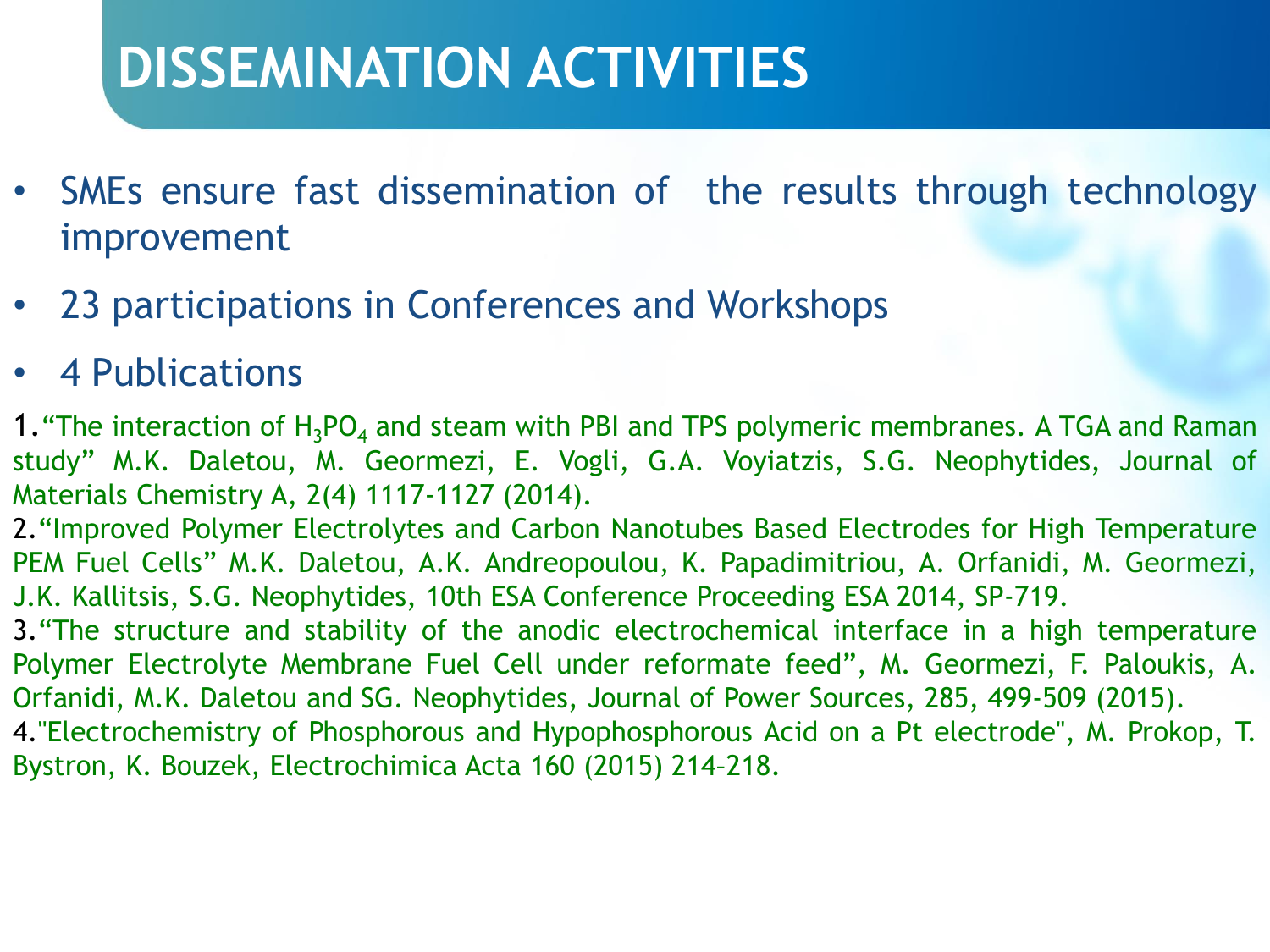# DISSEMINATION ACTIVITIES

- SMEs ensure fast dissemination of the results through technology improvement
- 23 participations in Conferences and Workshops
- 4 Publications

1.“The interaction of $H_3PO_4$ and steam with PBI and TPS polymeric membranes. A TGA and Raman study” M.K. Daletou, M. Geormezi, E. Vogli, G.A. Voyiatzis, S.G. Neophytides, Journal of Materials Chemistry A, 2(4) 1117-1127 (2014).

2.“Improved Polymer Electrolytes and Carbon Nanotubes Based Electrodes for High Temperature PEM Fuel Cells” M.K. Daletou, A.K. Andreopoulou, K. Papadimitriou, A. Orfanidi, M. Geormezi, J.K. Kallitsis, S.G. Neophytides, 10th ESA Conference Proceeding ESA 2014, SP-719.

3.“The structure and stability of the anodic electrochemical interface in a high temperature Polymer Electrolyte Membrane Fuel Cell under reformate feed”, M. Geormezi, F. Paloukis, A. Orfanidi, M.K. Daletou and SG. Neophytides, Journal of Power Sources, 285, 499-509 (2015).

4."Electrochemistry of Phosphorous and Hypophosphorous Acid on a Pt electrode", M. Prokop, T. Bystron, K. Bouzek, Electrochimica Acta 160 (2015) 214–218.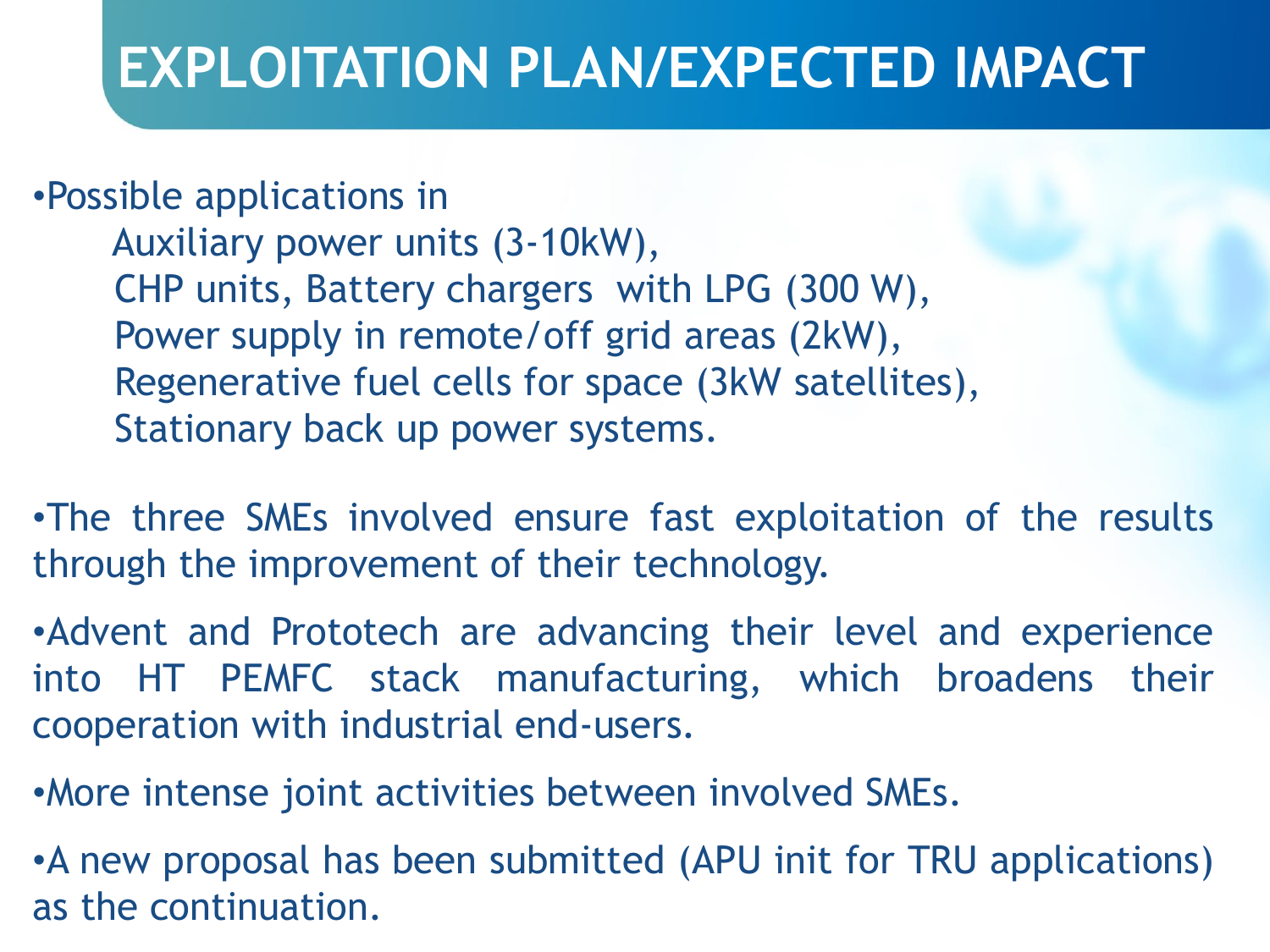# EXPLOITATION PLAN/EXPECTED IMPACT

- Possible applications in
  - Auxiliary power units (3-10kW),
  - CHP units, Battery chargers with LPG (300 W),
  - Power supply in remote/off grid areas (2kW),
  - Regenerative fuel cells for space (3kW satellites),
  - Stationary back up power systems.
- The three SMEs involved ensure fast exploitation of the results through the improvement of their technology.
- Advent and Prototech are advancing their level and experience into HT PEMFC stack manufacturing, which broadens their cooperation with industrial end-users.
- More intense joint activities between involved SMEs.
- A new proposal has been submitted (APU init for TRU applications) as the continuation.